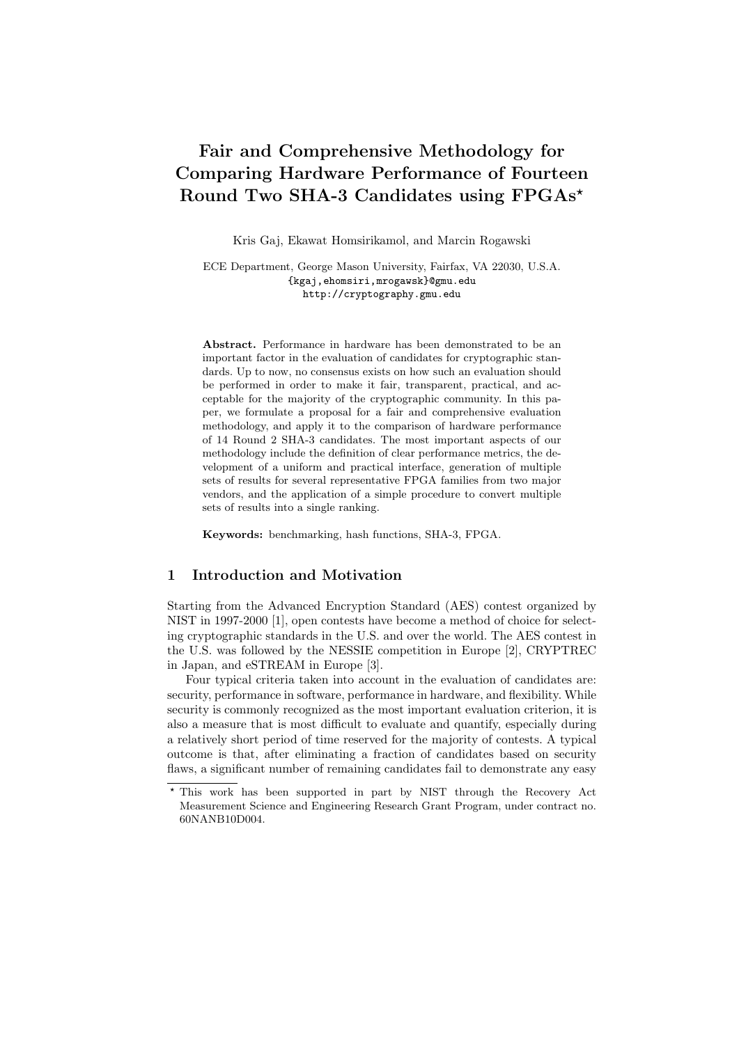# Fair and Comprehensive Methodology for Comparing Hardware Performance of Fourteen Round Two SHA-3 Candidates using FPGAs*

Kris Gaj, Ekawat Homsirikamol, and Marcin Rogawski

ECE Department, George Mason University, Fairfax, VA 22030, U.S.A.
{kgaj,ehomsiri,mrogawsk}@gmu.edu
http://cryptography.gmu.edu

**Abstract.** Performance in hardware has been demonstrated to be an important factor in the evaluation of candidates for cryptographic standards. Up to now, no consensus exists on how such an evaluation should be performed in order to make it fair, transparent, practical, and acceptable for the majority of the cryptographic community. In this paper, we formulate a proposal for a fair and comprehensive evaluation methodology, and apply it to the comparison of hardware performance of 14 Round 2 SHA-3 candidates. The most important aspects of our methodology include the definition of clear performance metrics, the development of a uniform and practical interface, generation of multiple sets of results for several representative FPGA families from two major vendors, and the application of a simple procedure to convert multiple sets of results into a single ranking.

**Keywords:** benchmarking, hash functions, SHA-3, FPGA.

## 1 Introduction and Motivation

Starting from the Advanced Encryption Standard (AES) contest organized by NIST in 1997-2000 [1], open contests have become a method of choice for selecting cryptographic standards in the U.S. and over the world. The AES contest in the U.S. was followed by the NESSIE competition in Europe [2], CRYPTREC in Japan, and eSTREAM in Europe [3].

Four typical criteria taken into account in the evaluation of candidates are: security, performance in software, performance in hardware, and flexibility. While security is commonly recognized as the most important evaluation criterion, it is also a measure that is most difficult to evaluate and quantify, especially during a relatively short period of time reserved for the majority of contests. A typical outcome is that, after eliminating a fraction of candidates based on security flaws, a significant number of remaining candidates fail to demonstrate any easy

---

* This work has been supported in part by NIST through the Recovery Act Measurement Science and Engineering Research Grant Program, under contract no. 60NANB10D004.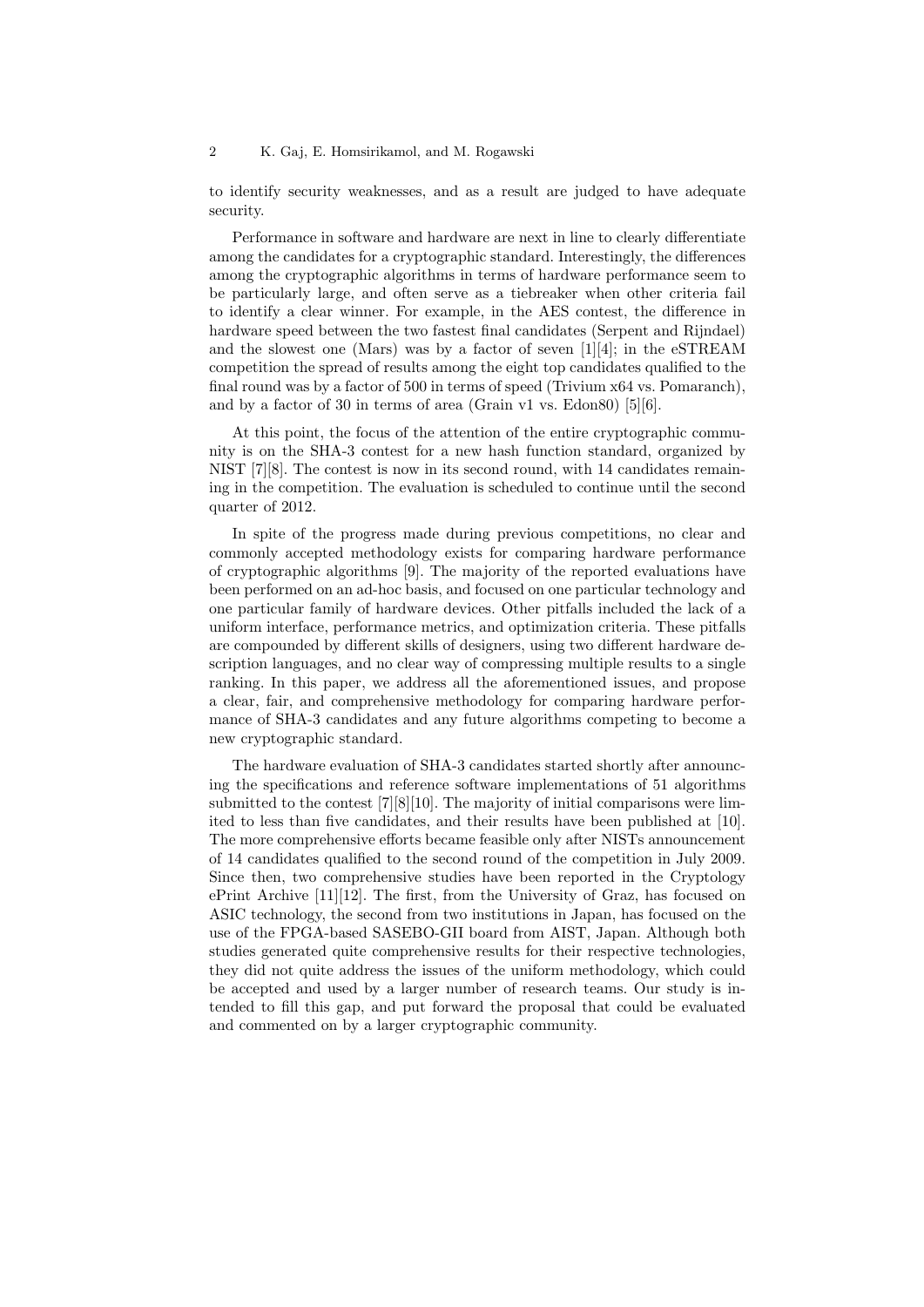to identify security weaknesses, and as a result are judged to have adequate security.

Performance in software and hardware are next in line to clearly differentiate among the candidates for a cryptographic standard. Interestingly, the differences among the cryptographic algorithms in terms of hardware performance seem to be particularly large, and often serve as a tiebreaker when other criteria fail to identify a clear winner. For example, in the AES contest, the difference in hardware speed between the two fastest final candidates (Serpent and Rijndael) and the slowest one (Mars) was by a factor of seven [1][4]; in the eSTREAM competition the spread of results among the eight top candidates qualified to the final round was by a factor of 500 in terms of speed (Trivium x64 vs. Pomaranch), and by a factor of 30 in terms of area (Grain v1 vs. Edon80) [5][6].

At this point, the focus of the attention of the entire cryptographic community is on the SHA-3 contest for a new hash function standard, organized by NIST [7][8]. The contest is now in its second round, with 14 candidates remaining in the competition. The evaluation is scheduled to continue until the second quarter of 2012.

In spite of the progress made during previous competitions, no clear and commonly accepted methodology exists for comparing hardware performance of cryptographic algorithms [9]. The majority of the reported evaluations have been performed on an ad-hoc basis, and focused on one particular technology and one particular family of hardware devices. Other pitfalls included the lack of a uniform interface, performance metrics, and optimization criteria. These pitfalls are compounded by different skills of designers, using two different hardware description languages, and no clear way of compressing multiple results to a single ranking. In this paper, we address all the aforementioned issues, and propose a clear, fair, and comprehensive methodology for comparing hardware performance of SHA-3 candidates and any future algorithms competing to become a new cryptographic standard.

The hardware evaluation of SHA-3 candidates started shortly after announcing the specifications and reference software implementations of 51 algorithms submitted to the contest [7][8][10]. The majority of initial comparisons were limited to less than five candidates, and their results have been published at [10]. The more comprehensive efforts became feasible only after NISTs announcement of 14 candidates qualified to the second round of the competition in July 2009. Since then, two comprehensive studies have been reported in the Cryptology ePrint Archive [11][12]. The first, from the University of Graz, has focused on ASIC technology, the second from two institutions in Japan, has focused on the use of the FPGA-based SASEBO-GII board from AIST, Japan. Although both studies generated quite comprehensive results for their respective technologies, they did not quite address the issues of the uniform methodology, which could be accepted and used by a larger number of research teams. Our study is intended to fill this gap, and put forward the proposal that could be evaluated and commented on by a larger cryptographic community.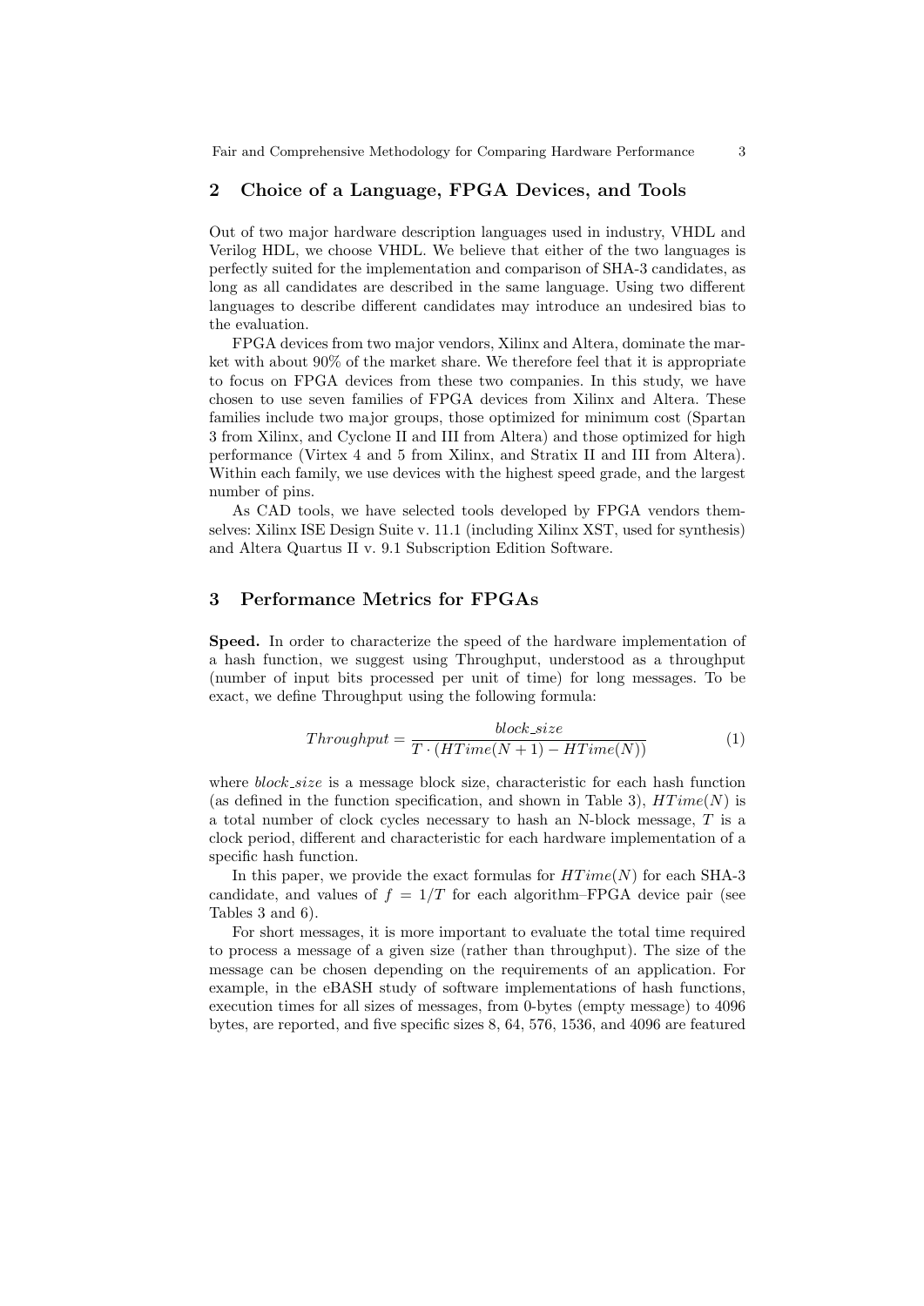## 2 Choice of a Language, FPGA Devices, and Tools

Out of two major hardware description languages used in industry, VHDL and Verilog HDL, we choose VHDL. We believe that either of the two languages is perfectly suited for the implementation and comparison of SHA-3 candidates, as long as all candidates are described in the same language. Using two different languages to describe different candidates may introduce an undesired bias to the evaluation.

FPGA devices from two major vendors, Xilinx and Altera, dominate the market with about 90% of the market share. We therefore feel that it is appropriate to focus on FPGA devices from these two companies. In this study, we have chosen to use seven families of FPGA devices from Xilinx and Altera. These families include two major groups, those optimized for minimum cost (Spartan 3 from Xilinx, and Cyclone II and III from Altera) and those optimized for high performance (Virtex 4 and 5 from Xilinx, and Stratix II and III from Altera). Within each family, we use devices with the highest speed grade, and the largest number of pins.

As CAD tools, we have selected tools developed by FPGA vendors themselves: Xilinx ISE Design Suite v. 11.1 (including Xilinx XST, used for synthesis) and Altera Quartus II v. 9.1 Subscription Edition Software.

## 3 Performance Metrics for FPGAs

**Speed.** In order to characterize the speed of the hardware implementation of a hash function, we suggest using Throughput, understood as a throughput (number of input bits processed per unit of time) for long messages. To be exact, we define Throughput using the following formula:

$$Throughput = \frac{block\_size}{T \cdot (HTime(N+1) - HTime(N))} \tag{1}$$

where *block_size* is a message block size, characteristic for each hash function (as defined in the function specification, and shown in Table 3), $HTime(N)$ is a total number of clock cycles necessary to hash an N-block message, $T$ is a clock period, different and characteristic for each hardware implementation of a specific hash function.

In this paper, we provide the exact formulas for $HTime(N)$ for each SHA-3 candidate, and values of $f = 1/T$ for each algorithm–FPGA device pair (see Tables 3 and 6).

For short messages, it is more important to evaluate the total time required to process a message of a given size (rather than throughput). The size of the message can be chosen depending on the requirements of an application. For example, in the eBASH study of software implementations of hash functions, execution times for all sizes of messages, from 0-bytes (empty message) to 4096 bytes, are reported, and five specific sizes 8, 64, 576, 1536, and 4096 are featured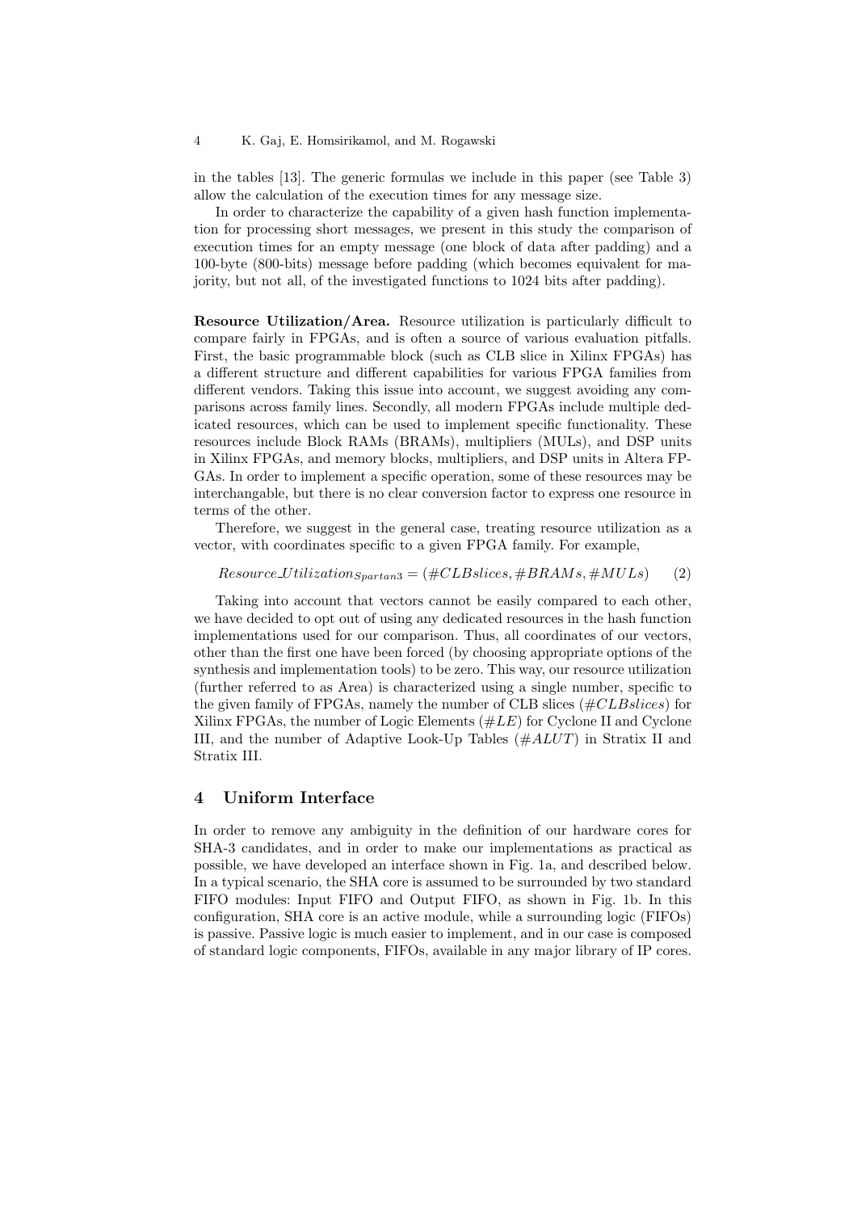in the tables [13]. The generic formulas we include in this paper (see Table 3) allow the calculation of the execution times for any message size.

In order to characterize the capability of a given hash function implementation for processing short messages, we present in this study the comparison of execution times for an empty message (one block of data after padding) and a 100-byte (800-bits) message before padding (which becomes equivalent for majority, but not all, of the investigated functions to 1024 bits after padding).

**Resource Utilization/Area.** Resource utilization is particularly difficult to compare fairly in FPGAs, and is often a source of various evaluation pitfalls. First, the basic programmable block (such as CLB slice in Xilinx FPGAs) has a different structure and different capabilities for various FPGA families from different vendors. Taking this issue into account, we suggest avoiding any comparisons across family lines. Secondly, all modern FPGAs include multiple dedicated resources, which can be used to implement specific functionality. These resources include Block RAMs (BRAMs), multipliers (MULs), and DSP units in Xilinx FPGAs, and memory blocks, multipliers, and DSP units in Altera FPGAs. In order to implement a specific operation, some of these resources may be interchangable, but there is no clear conversion factor to express one resource in terms of the other.

Therefore, we suggest in the general case, treating resource utilization as a vector, with coordinates specific to a given FPGA family. For example,

$$Resource\_Utilization_{Spartan3} = (\#CLBslices, \#BRAMs, \#MULs) \qquad (2)$$

Taking into account that vectors cannot be easily compared to each other, we have decided to opt out of using any dedicated resources in the hash function implementations used for our comparison. Thus, all coordinates of our vectors, other than the first one have been forced (by choosing appropriate options of the synthesis and implementation tools) to be zero. This way, our resource utilization (further referred to as Area) is characterized using a single number, specific to the given family of FPGAs, namely the number of CLB slices ($\#CLBslices$) for Xilinx FPGAs, the number of Logic Elements ($\#LE$) for Cyclone II and Cyclone III, and the number of Adaptive Look-Up Tables ($\#ALUT$) in Stratix II and Stratix III.

## 4 Uniform Interface

In order to remove any ambiguity in the definition of our hardware cores for SHA-3 candidates, and in order to make our implementations as practical as possible, we have developed an interface shown in Fig. 1a, and described below. In a typical scenario, the SHA core is assumed to be surrounded by two standard FIFO modules: Input FIFO and Output FIFO, as shown in Fig. 1b. In this configuration, SHA core is an active module, while a surrounding logic (FIFOs) is passive. Passive logic is much easier to implement, and in our case is composed of standard logic components, FIFOs, available in any major library of IP cores.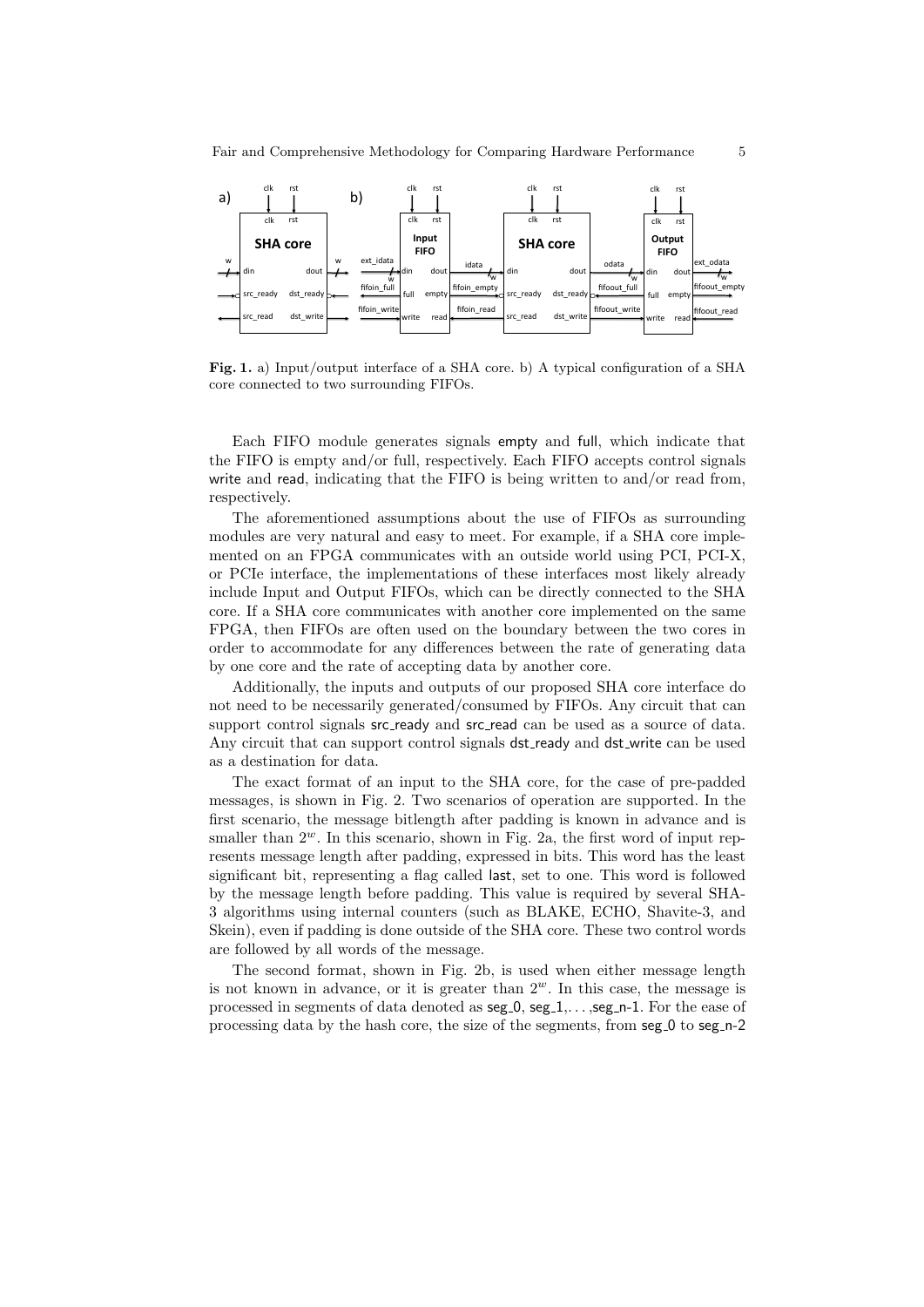a)

clk rst

SHA core

w din dout w

src_ready dst_ready

src_read dst_write

b)

clk rst

Input FIFO

ext_idata din dout idata

fifoin_full full empty fifoin_empty

fifoin_write write read fifoin_read

clk rst

SHA core

din dout odata

src_ready dst_ready fifoout_full

src_read dst_write fifoout_write

clk rst

Output FIFO

din dout ext_odata

full empty fifoout_empty

write read fifoout_read

**Fig. 1.** a) Input/output interface of a SHA core. b) A typical configuration of a SHA core connected to two surrounding FIFOs.

Each FIFO module generates signals empty and full, which indicate that the FIFO is empty and/or full, respectively. Each FIFO accepts control signals write and read, indicating that the FIFO is being written to and/or read from, respectively.

The aforementioned assumptions about the use of FIFOs as surrounding modules are very natural and easy to meet. For example, if a SHA core implemented on an FPGA communicates with an outside world using PCI, PCI-X, or PCIe interface, the implementations of these interfaces most likely already include Input and Output FIFOs, which can be directly connected to the SHA core. If a SHA core communicates with another core implemented on the same FPGA, then FIFOs are often used on the boundary between the two cores in order to accommodate for any differences between the rate of generating data by one core and the rate of accepting data by another core.

Additionally, the inputs and outputs of our proposed SHA core interface do not need to be necessarily generated/consumed by FIFOs. Any circuit that can support control signals src_ready and src_read can be used as a source of data. Any circuit that can support control signals dst_ready and dst_write can be used as a destination for data.

The exact format of an input to the SHA core, for the case of pre-padded messages, is shown in Fig. 2. Two scenarios of operation are supported. In the first scenario, the message bitlength after padding is known in advance and is smaller than $2^w$. In this scenario, shown in Fig. 2a, the first word of input represents message length after padding, expressed in bits. This word has the least significant bit, representing a flag called last, set to one. This word is followed by the message length before padding. This value is required by several SHA-3 algorithms using internal counters (such as BLAKE, ECHO, Shavite-3, and Skein), even if padding is done outside of the SHA core. These two control words are followed by all words of the message.

The second format, shown in Fig. 2b, is used when either message length is not known in advance, or it is greater than $2^w$. In this case, the message is processed in segments of data denoted as seg_0, seg_1,. . . ,seg_n-1. For the ease of processing data by the hash core, the size of the segments, from seg_0 to seg_n-2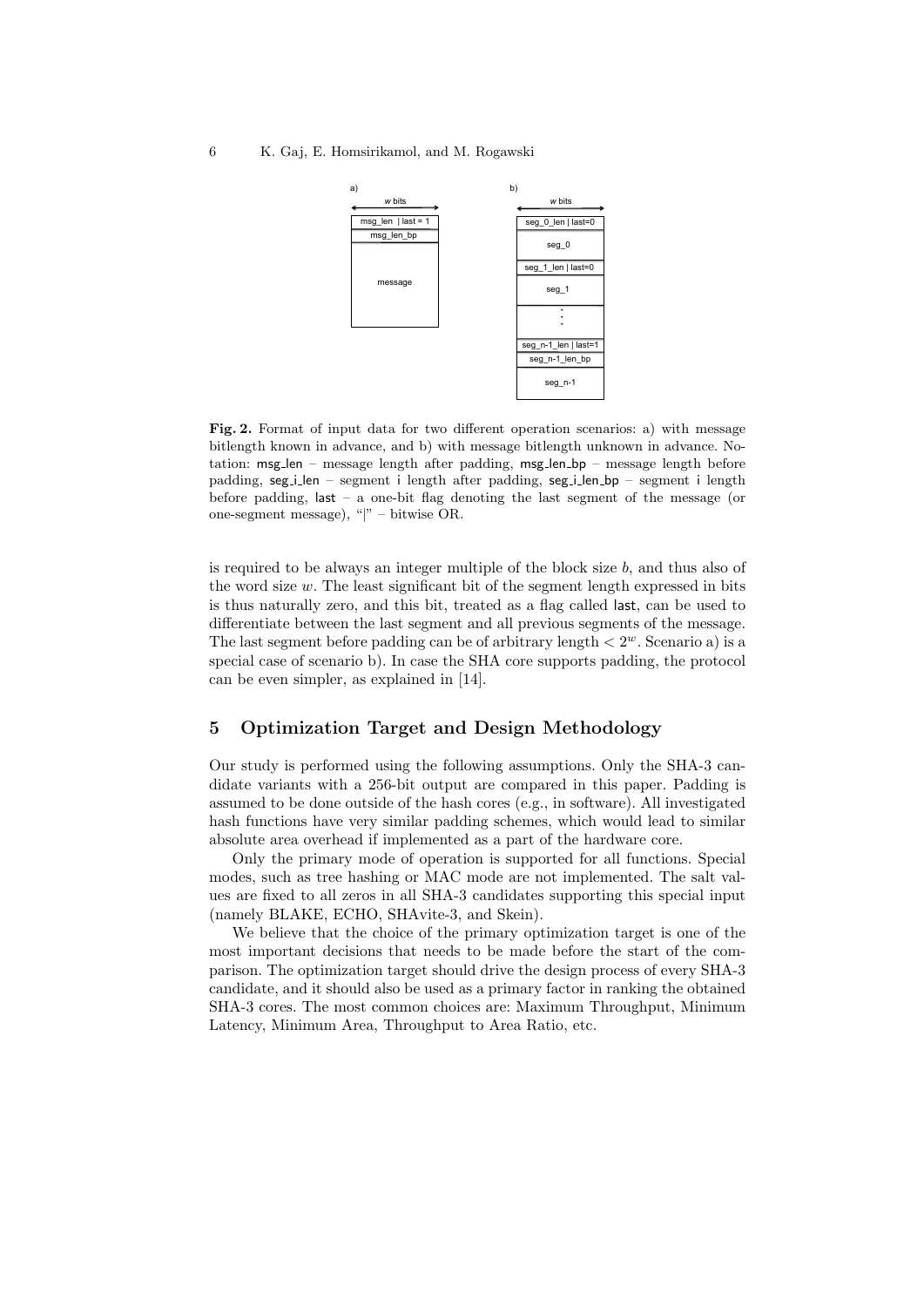**Fig. 2.** Format of input data for two different operation scenarios: a) with message bitlength known in advance, and b) with message bitlength unknown in advance. Notation: msg_len – message length after padding, msg_len_bp – message length before padding, seg_i_len – segment i length after padding, seg_i_len_bp – segment i length before padding, last – a one-bit flag denoting the last segment of the message (or one-segment message), "|" – bitwise OR.

is required to be always an integer multiple of the block size $b$, and thus also of the word size $w$. The least significant bit of the segment length expressed in bits is thus naturally zero, and this bit, treated as a flag called last, can be used to differentiate between the last segment and all previous segments of the message. The last segment before padding can be of arbitrary length $< 2^w$. Scenario a) is a special case of scenario b). In case the SHA core supports padding, the protocol can be even simpler, as explained in [14].

## 5 Optimization Target and Design Methodology

Our study is performed using the following assumptions. Only the SHA-3 candidate variants with a 256-bit output are compared in this paper. Padding is assumed to be done outside of the hash cores (e.g., in software). All investigated hash functions have very similar padding schemes, which would lead to similar absolute area overhead if implemented as a part of the hardware core.

Only the primary mode of operation is supported for all functions. Special modes, such as tree hashing or MAC mode are not implemented. The salt values are fixed to all zeros in all SHA-3 candidates supporting this special input (namely BLAKE, ECHO, SHAvite-3, and Skein).

We believe that the choice of the primary optimization target is one of the most important decisions that needs to be made before the start of the comparison. The optimization target should drive the design process of every SHA-3 candidate, and it should also be used as a primary factor in ranking the obtained SHA-3 cores. The most common choices are: Maximum Throughput, Minimum Latency, Minimum Area, Throughput to Area Ratio, etc.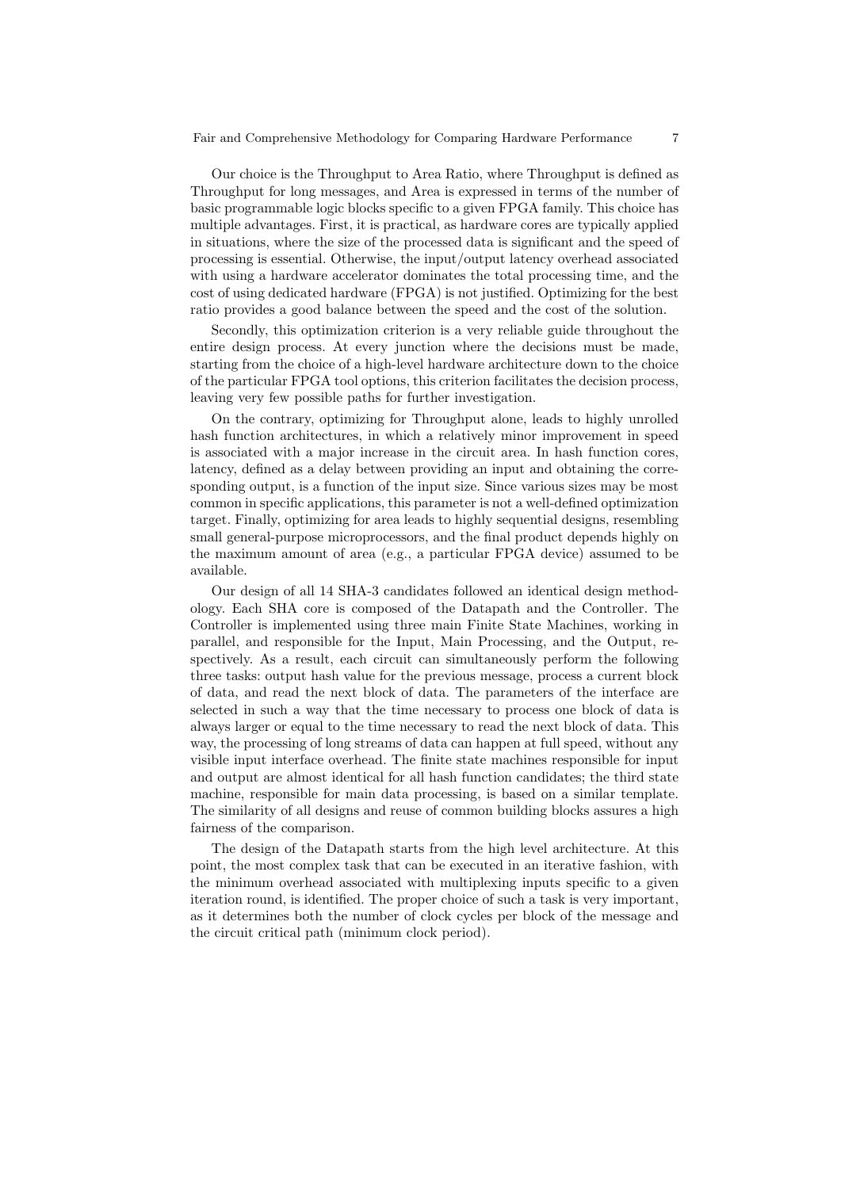Our choice is the Throughput to Area Ratio, where Throughput is defined as Throughput for long messages, and Area is expressed in terms of the number of basic programmable logic blocks specific to a given FPGA family. This choice has multiple advantages. First, it is practical, as hardware cores are typically applied in situations, where the size of the processed data is significant and the speed of processing is essential. Otherwise, the input/output latency overhead associated with using a hardware accelerator dominates the total processing time, and the cost of using dedicated hardware (FPGA) is not justified. Optimizing for the best ratio provides a good balance between the speed and the cost of the solution.

Secondly, this optimization criterion is a very reliable guide throughout the entire design process. At every junction where the decisions must be made, starting from the choice of a high-level hardware architecture down to the choice of the particular FPGA tool options, this criterion facilitates the decision process, leaving very few possible paths for further investigation.

On the contrary, optimizing for Throughput alone, leads to highly unrolled hash function architectures, in which a relatively minor improvement in speed is associated with a major increase in the circuit area. In hash function cores, latency, defined as a delay between providing an input and obtaining the corresponding output, is a function of the input size. Since various sizes may be most common in specific applications, this parameter is not a well-defined optimization target. Finally, optimizing for area leads to highly sequential designs, resembling small general-purpose microprocessors, and the final product depends highly on the maximum amount of area (e.g., a particular FPGA device) assumed to be available.

Our design of all 14 SHA-3 candidates followed an identical design methodology. Each SHA core is composed of the Datapath and the Controller. The Controller is implemented using three main Finite State Machines, working in parallel, and responsible for the Input, Main Processing, and the Output, respectively. As a result, each circuit can simultaneously perform the following three tasks: output hash value for the previous message, process a current block of data, and read the next block of data. The parameters of the interface are selected in such a way that the time necessary to process one block of data is always larger or equal to the time necessary to read the next block of data. This way, the processing of long streams of data can happen at full speed, without any visible input interface overhead. The finite state machines responsible for input and output are almost identical for all hash function candidates; the third state machine, responsible for main data processing, is based on a similar template. The similarity of all designs and reuse of common building blocks assures a high fairness of the comparison.

The design of the Datapath starts from the high level architecture. At this point, the most complex task that can be executed in an iterative fashion, with the minimum overhead associated with multiplexing inputs specific to a given iteration round, is identified. The proper choice of such a task is very important, as it determines both the number of clock cycles per block of the message and the circuit critical path (minimum clock period).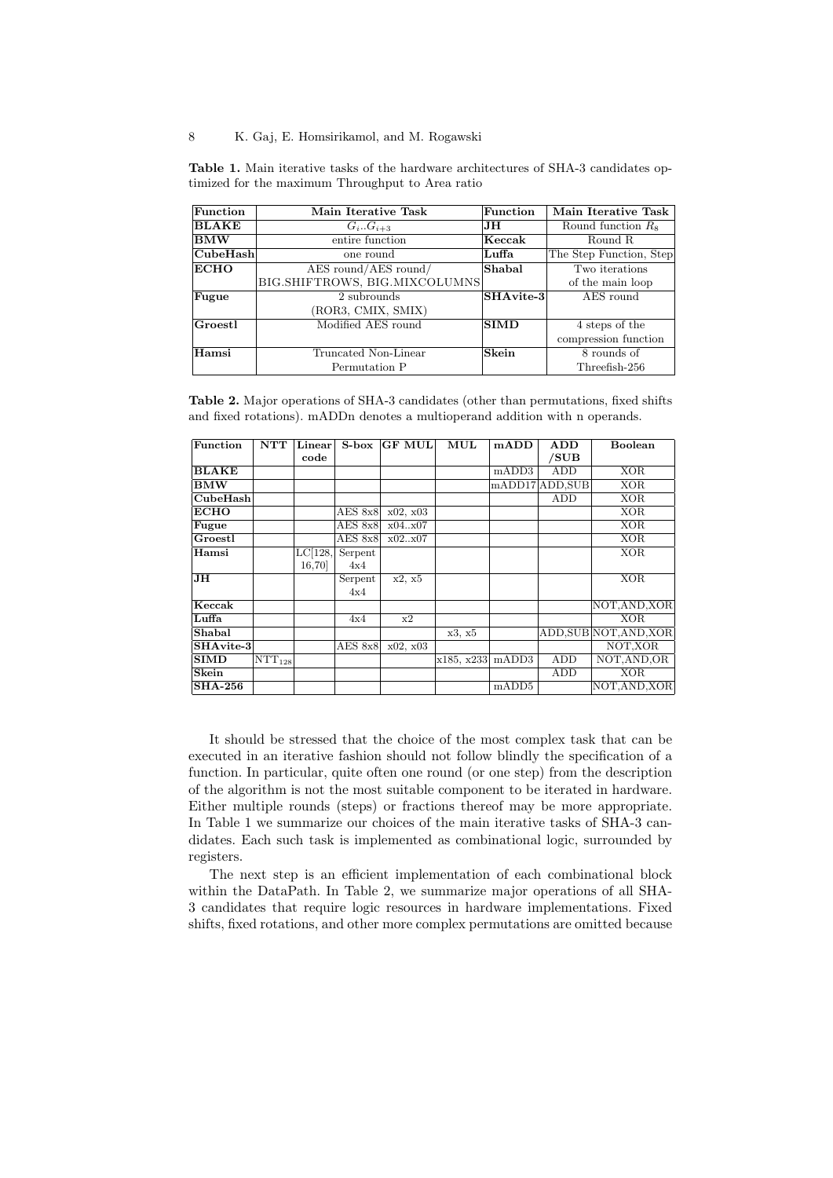**Table 1.** Main iterative tasks of the hardware architectures of SHA-3 candidates optimized for the maximum Throughput to Area ratio

| Function | Main Iterative Task | Function | Main Iterative Task |
|---|---|---|---|
| **BLAKE** | $G_i..G_{i+3}$ | **JH** | Round function $R_8$ |
| **BMW** | entire function | **Keccak** | Round R |
| **CubeHash** | one round | **Luffa** | The Step Function, Step |
| **ECHO** | AES round/AES round/ BIG.SHIFTROWS, BIG.MIXCOLUMNS | **Shabal** | Two iterations of the main loop |
| **Fugue** | 2 subrounds (ROR3, CMIX, SMIX) | **SHAvite-3** | AES round |
| **Groestl** | Modified AES round | **SIMD** | 4 steps of the compression function |
| **Hamsi** | Truncated Non-Linear Permutation P | **Skein** | 8 rounds of Threefish-256 |

**Table 2.** Major operations of SHA-3 candidates (other than permutations, fixed shifts and fixed rotations). mADDn denotes a multioperand addition with n operands.

| Function | NTT | Linear code | S-box | GF MUL | MUL | mADD | ADD /SUB | Boolean |
|---|---|---|---|---|---|---|---|---|
| **BLAKE** | | | | | | mADD3 | ADD | XOR |
| **BMW** | | | | | | mADD17 | ADD,SUB | XOR |
| **CubeHash** | | | | | | | ADD | XOR |
| **ECHO** | | | AES 8x8 | x02, x03 | | | | XOR |
| **Fugue** | | | AES 8x8 | x04..x07 | | | | XOR |
| **Groestl** | | | AES 8x8 | x02..x07 | | | | XOR |
| **Hamsi** | | LC[128, 16,70] | Serpent 4x4 | | | | | XOR |
| **JH** | | | Serpent 4x4 | x2, x5 | | | | XOR |
| **Keccak** | | | | | | | | NOT,AND,XOR |
| **Luffa** | | | 4x4 | x2 | | | | XOR |
| **Shabal** | | | | | x3, x5 | | ADD,SUB | NOT,AND,XOR |
| **SHAvite-3** | | | AES 8x8 | x02, x03 | | | | NOT,XOR |
| **SIMD** | $NTT_{128}$ | | | | x185, x233 | mADD3 | ADD | NOT,AND,OR |
| **Skein** | | | | | | | ADD | XOR |
| **SHA-256** | | | | | | mADD5 | | NOT,AND,XOR |

It should be stressed that the choice of the most complex task that can be executed in an iterative fashion should not follow blindly the specification of a function. In particular, quite often one round (or one step) from the description of the algorithm is not the most suitable component to be iterated in hardware. Either multiple rounds (steps) or fractions thereof may be more appropriate. In Table 1 we summarize our choices of the main iterative tasks of SHA-3 candidates. Each such task is implemented as combinational logic, surrounded by registers.

The next step is an efficient implementation of each combinational block within the DataPath. In Table 2, we summarize major operations of all SHA-3 candidates that require logic resources in hardware implementations. Fixed shifts, fixed rotations, and other more complex permutations are omitted because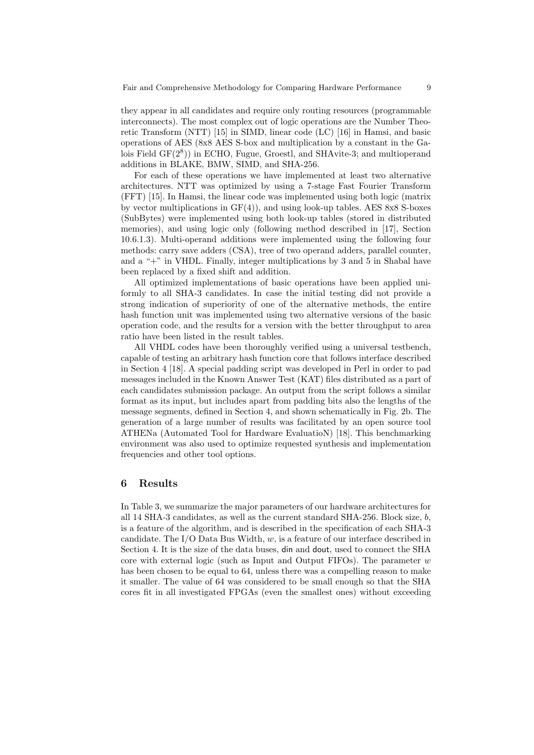they appear in all candidates and require only routing resources (programmable interconnects). The most complex out of logic operations are the Number Theoretic Transform (NTT) [15] in SIMD, linear code (LC) [16] in Hamsi, and basic operations of AES (8x8 AES S-box and multiplication by a constant in the Galois Field GF($2^8$)) in ECHO, Fugue, Groestl, and SHAvite-3; and multioperand additions in BLAKE, BMW, SIMD, and SHA-256.

For each of these operations we have implemented at least two alternative architectures. NTT was optimized by using a 7-stage Fast Fourier Transform (FFT) [15]. In Hamsi, the linear code was implemented using both logic (matrix by vector multiplications in GF(4)), and using look-up tables. AES 8x8 S-boxes (SubBytes) were implemented using both look-up tables (stored in distributed memories), and using logic only (following method described in [17], Section 10.6.1.3). Multi-operand additions were implemented using the following four methods: carry save adders (CSA), tree of two operand adders, parallel counter, and a "+" in VHDL. Finally, integer multiplications by 3 and 5 in Shabal have been replaced by a fixed shift and addition.

All optimized implementations of basic operations have been applied uniformly to all SHA-3 candidates. In case the initial testing did not provide a strong indication of superiority of one of the alternative methods, the entire hash function unit was implemented using two alternative versions of the basic operation code, and the results for a version with the better throughput to area ratio have been listed in the result tables.

All VHDL codes have been thoroughly verified using a universal testbench, capable of testing an arbitrary hash function core that follows interface described in Section 4 [18]. A special padding script was developed in Perl in order to pad messages included in the Known Answer Test (KAT) files distributed as a part of each candidates submission package. An output from the script follows a similar format as its input, but includes apart from padding bits also the lengths of the message segments, defined in Section 4, and shown schematically in Fig. 2b. The generation of a large number of results was facilitated by an open source tool ATHENa (Automated Tool for Hardware EvaluatioN) [18]. This benchmarking environment was also used to optimize requested synthesis and implementation frequencies and other tool options.

## 6 Results

In Table 3, we summarize the major parameters of our hardware architectures for all 14 SHA-3 candidates, as well as the current standard SHA-256. Block size, $b$, is a feature of the algorithm, and is described in the specification of each SHA-3 candidate. The I/O Data Bus Width, $w$, is a feature of our interface described in Section 4. It is the size of the data buses, din and dout, used to connect the SHA core with external logic (such as Input and Output FIFOs). The parameter $w$ has been chosen to be equal to 64, unless there was a compelling reason to make it smaller. The value of 64 was considered to be small enough so that the SHA cores fit in all investigated FPGAs (even the smallest ones) without exceeding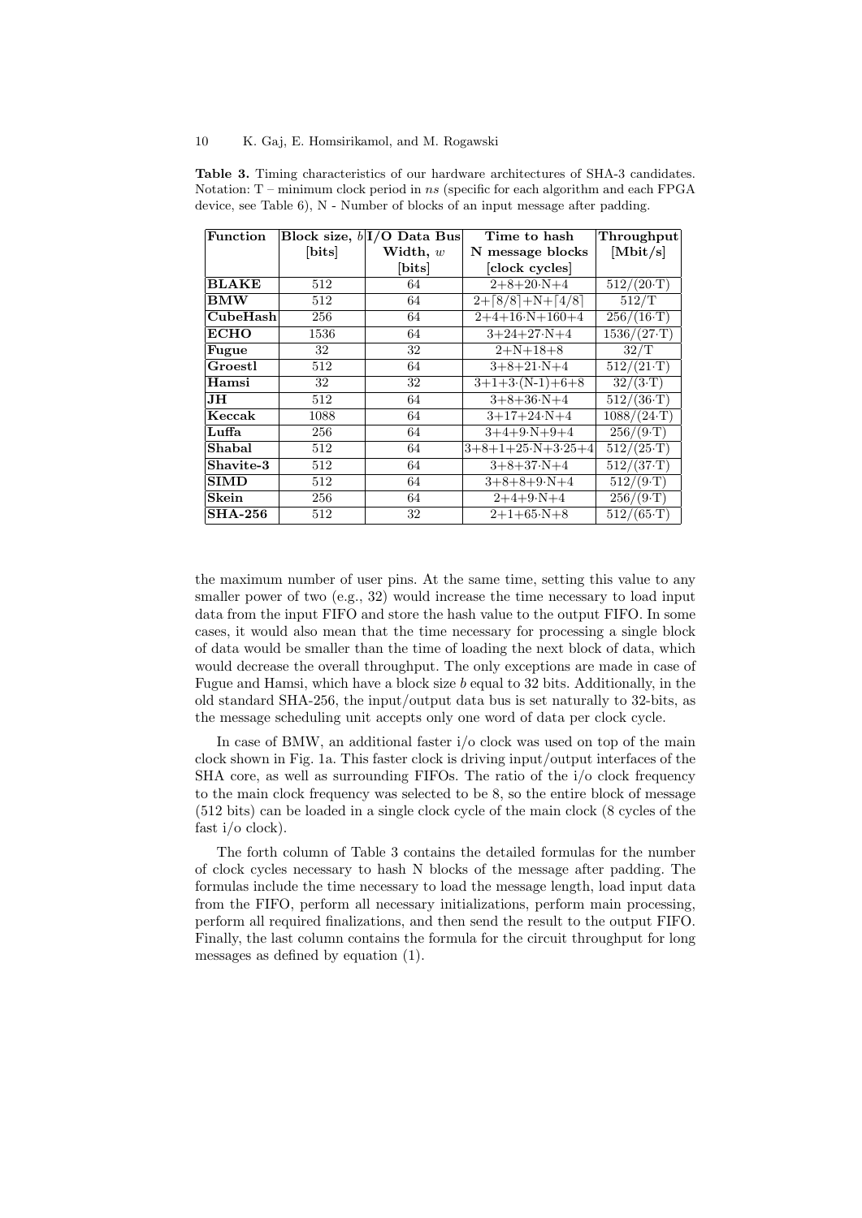**Table 3.** Timing characteristics of our hardware architectures of SHA-3 candidates. Notation: T – minimum clock period in *ns* (specific for each algorithm and each FPGA device, see Table 6), N - Number of blocks of an input message after padding.

| Function | Block size, $b$ [bits] | I/O Data Bus Width, $w$ [bits] | Time to hash N message blocks [clock cycles] | Throughput [Mbit/s] |
|---|---|---|---|---|
| **BLAKE** | 512 | 64 | $2+8+20{\cdot}N+4$ | $512/(20{\cdot}T)$ |
| **BMW** | 512 | 64 | $2+\lceil 8/8\rceil+N+\lceil 4/8\rceil$ | $512/T$ |
| **CubeHash** | 256 | 64 | $2+4+16{\cdot}N+160+4$ | $256/(16{\cdot}T)$ |
| **ECHO** | 1536 | 64 | $3+24+27{\cdot}N+4$ | $1536/(27{\cdot}T)$ |
| **Fugue** | 32 | 32 | $2+N+18+8$ | $32/T$ |
| **Groestl** | 512 | 64 | $3+8+21{\cdot}N+4$ | $512/(21{\cdot}T)$ |
| **Hamsi** | 32 | 32 | $3+1+3{\cdot}(N-1)+6+8$ | $32/(3{\cdot}T)$ |
| **JH** | 512 | 64 | $3+8+36{\cdot}N+4$ | $512/(36{\cdot}T)$ |
| **Keccak** | 1088 | 64 | $3+17+24{\cdot}N+4$ | $1088/(24{\cdot}T)$ |
| **Luffa** | 256 | 64 | $3+4+9{\cdot}N+9+4$ | $256/(9{\cdot}T)$ |
| **Shabal** | 512 | 64 | $3+8+1+25{\cdot}N+3{\cdot}25+4$ | $512/(25{\cdot}T)$ |
| **Shavite-3** | 512 | 64 | $3+8+37{\cdot}N+4$ | $512/(37{\cdot}T)$ |
| **SIMD** | 512 | 64 | $3+8+8+9{\cdot}N+4$ | $512/(9{\cdot}T)$ |
| **Skein** | 256 | 64 | $2+4+9{\cdot}N+4$ | $256/(9{\cdot}T)$ |
| **SHA-256** | 512 | 32 | $2+1+65{\cdot}N+8$ | $512/(65{\cdot}T)$ |

the maximum number of user pins. At the same time, setting this value to any smaller power of two (e.g., 32) would increase the time necessary to load input data from the input FIFO and store the hash value to the output FIFO. In some cases, it would also mean that the time necessary for processing a single block of data would be smaller than the time of loading the next block of data, which would decrease the overall throughput. The only exceptions are made in case of Fugue and Hamsi, which have a block size $b$ equal to 32 bits. Additionally, in the old standard SHA-256, the input/output data bus is set naturally to 32-bits, as the message scheduling unit accepts only one word of data per clock cycle.

In case of BMW, an additional faster i/o clock was used on top of the main clock shown in Fig. 1a. This faster clock is driving input/output interfaces of the SHA core, as well as surrounding FIFOs. The ratio of the i/o clock frequency to the main clock frequency was selected to be 8, so the entire block of message (512 bits) can be loaded in a single clock cycle of the main clock (8 cycles of the fast i/o clock).

The forth column of Table 3 contains the detailed formulas for the number of clock cycles necessary to hash N blocks of the message after padding. The formulas include the time necessary to load the message length, load input data from the FIFO, perform all necessary initializations, perform main processing, perform all required finalizations, and then send the result to the output FIFO. Finally, the last column contains the formula for the circuit throughput for long messages as defined by equation (1).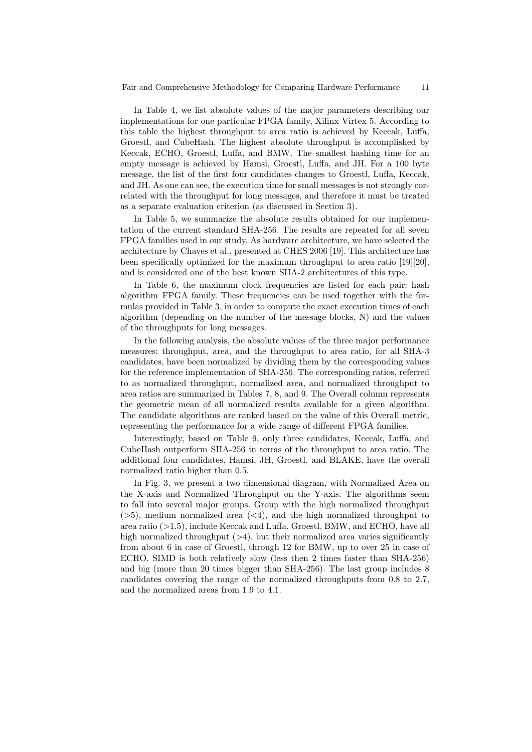In Table 4, we list absolute values of the major parameters describing our implementations for one particular FPGA family, Xilinx Virtex 5. According to this table the highest throughput to area ratio is achieved by Keccak, Luffa, Groestl, and CubeHash. The highest absolute throughput is accomplished by Keccak, ECHO, Groestl, Luffa, and BMW. The smallest hashing time for an empty message is achieved by Hamsi, Groestl, Luffa, and JH. For a 100 byte message, the list of the first four candidates changes to Groestl, Luffa, Keccak, and JH. As one can see, the execution time for small messages is not strongly correlated with the throughput for long messages, and therefore it must be treated as a separate evaluation criterion (as discussed in Section 3).

In Table 5, we summarize the absolute results obtained for our implementation of the current standard SHA-256. The results are repeated for all seven FPGA families used in our study. As hardware architecture, we have selected the architecture by Chaves et al., presented at CHES 2006 [19]. This architecture has been specifically optimized for the maximum throughput to area ratio [19][20], and is considered one of the best known SHA-2 architectures of this type.

In Table 6, the maximum clock frequencies are listed for each pair: hash algorithm–FPGA family. These frequencies can be used together with the formulas provided in Table 3, in order to compute the exact execution times of each algorithm (depending on the number of the message blocks, N) and the values of the throughputs for long messages.

In the following analysis, the absolute values of the three major performance measures: throughput, area, and the throughput to area ratio, for all SHA-3 candidates, have been normalized by dividing them by the corresponding values for the reference implementation of SHA-256. The corresponding ratios, referred to as normalized throughput, normalized area, and normalized throughput to area ratios are summarized in Tables 7, 8, and 9. The Overall column represents the geometric mean of all normalized results available for a given algorithm. The candidate algorithms are ranked based on the value of this Overall metric, representing the performance for a wide range of different FPGA families.

Interestingly, based on Table 9, only three candidates, Keccak, Luffa, and CubeHash outperform SHA-256 in terms of the throughput to area ratio. The additional four candidates, Hamsi, JH, Groestl, and BLAKE, have the overall normalized ratio higher than 0.5.

In Fig. 3, we present a two dimensional diagram, with Normalized Area on the X-axis and Normalized Throughput on the Y-axis. The algorithms seem to fall into several major groups. Group with the high normalized throughput (>5), medium normalized area (<4), and the high normalized throughput to area ratio (>1.5), include Keccak and Luffa. Groestl, BMW, and ECHO, have all high normalized throughput (>4), but their normalized area varies significantly from about 6 in case of Groestl, through 12 for BMW, up to over 25 in case of ECHO. SIMD is both relatively slow (less then 2 times faster than SHA-256) and big (more than 20 times bigger than SHA-256). The last group includes 8 candidates covering the range of the normalized throughputs from 0.8 to 2.7, and the normalized areas from 1.9 to 4.1.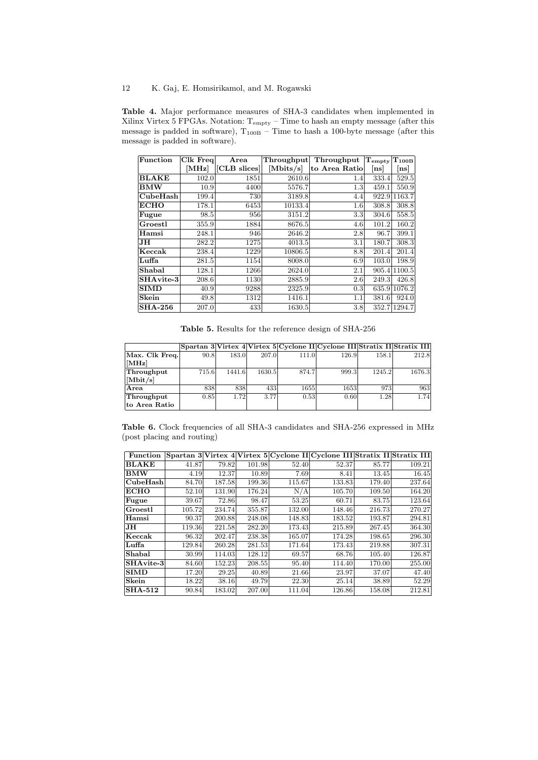**Table 4.** Major performance measures of SHA-3 candidates when implemented in Xilinx Virtex 5 FPGAs. Notation: $T_{empty}$ – Time to hash an empty message (after this message is padded in software), $T_{100B}$ – Time to hash a 100-byte message (after this message is padded in software).

| Function | Clk Freq [MHz] | Area [CLB slices] | Throughput [Mbits/s] | Throughput to Area Ratio | $T_{empty}$ [ns] | $T_{100B}$ [ns] |
|---|---|---|---|---|---|---|
| **BLAKE** | 102.0 | 1851 | 2610.6 | 1.4 | 333.4 | 529.5 |
| **BMW** | 10.9 | 4400 | 5576.7 | 1.3 | 459.1 | 550.9 |
| **CubeHash** | 199.4 | 730 | 3189.8 | 4.4 | 922.9 | 1163.7 |
| **ECHO** | 178.1 | 6453 | 10133.4 | 1.6 | 308.8 | 308.8 |
| **Fugue** | 98.5 | 956 | 3151.2 | 3.3 | 304.6 | 558.5 |
| **Groestl** | 355.9 | 1884 | 8676.5 | 4.6 | 101.2 | 160.2 |
| **Hamsi** | 248.1 | 946 | 2646.2 | 2.8 | 96.7 | 399.1 |
| **JH** | 282.2 | 1275 | 4013.5 | 3.1 | 180.7 | 308.3 |
| **Keccak** | 238.4 | 1229 | 10806.5 | 8.8 | 201.4 | 201.4 |
| **Luffa** | 281.5 | 1154 | 8008.0 | 6.9 | 103.0 | 198.9 |
| **Shabal** | 128.1 | 1266 | 2624.0 | 2.1 | 905.4 | 1100.5 |
| **SHAvite-3** | 208.6 | 1130 | 2885.9 | 2.6 | 249.3 | 426.8 |
| **SIMD** | 40.9 | 9288 | 2325.9 | 0.3 | 635.9 | 1076.2 |
| **Skein** | 49.8 | 1312 | 1416.1 | 1.1 | 381.6 | 924.0 |
| **SHA-256** | 207.0 | 433 | 1630.5 | 3.8 | 352.7 | 1294.7 |

**Table 5.** Results for the reference design of SHA-256

| | Spartan 3 | Virtex 4 | Virtex 5 | Cyclone II | Cyclone III | Stratix II | Stratix III |
|---|---|---|---|---|---|---|---|
| **Max. Clk Freq. [MHz]** | 90.8 | 183.0 | 207.0 | 111.0 | 126.9 | 158.1 | 212.8 |
| **Throughput [Mbit/s]** | 715.6 | 1441.6 | 1630.5 | 874.7 | 999.3 | 1245.2 | 1676.3 |
| **Area** | 838 | 838 | 433 | 1655 | 1653 | 973 | 963 |
| **Throughput to Area Ratio** | 0.85 | 1.72 | 3.77 | 0.53 | 0.60 | 1.28 | 1.74 |

**Table 6.** Clock frequencies of all SHA-3 candidates and SHA-256 expressed in MHz (post placing and routing)

| Function | Spartan 3 | Virtex 4 | Virtex 5 | Cyclone II | Cyclone III | Stratix II | Stratix III |
|---|---|---|---|---|---|---|---|
| **BLAKE** | 41.87 | 79.82 | 101.98 | 52.40 | 52.37 | 85.77 | 109.21 |
| **BMW** | 4.19 | 12.37 | 10.89 | 7.69 | 8.41 | 13.45 | 16.45 |
| **CubeHash** | 84.70 | 187.58 | 199.36 | 115.67 | 133.83 | 179.40 | 237.64 |
| **ECHO** | 52.10 | 131.90 | 176.24 | N/A | 105.70 | 109.50 | 164.20 |
| **Fugue** | 39.67 | 72.86 | 98.47 | 53.25 | 60.71 | 83.75 | 123.64 |
| **Groestl** | 105.72 | 234.74 | 355.87 | 132.00 | 148.46 | 216.73 | 270.27 |
| **Hamsi** | 90.37 | 200.88 | 248.08 | 148.83 | 183.52 | 193.87 | 294.81 |
| **JH** | 119.36 | 221.58 | 282.20 | 173.43 | 215.89 | 267.45 | 364.30 |
| **Keccak** | 96.32 | 202.47 | 238.38 | 165.07 | 174.28 | 198.65 | 296.30 |
| **Luffa** | 129.84 | 260.28 | 281.53 | 171.64 | 173.43 | 219.88 | 307.31 |
| **Shabal** | 30.99 | 114.03 | 128.12 | 69.57 | 68.76 | 105.40 | 126.87 |
| **SHAvite-3** | 84.60 | 152.23 | 208.55 | 95.40 | 114.40 | 170.00 | 255.00 |
| **SIMD** | 17.20 | 29.25 | 40.89 | 21.66 | 23.97 | 37.07 | 47.40 |
| **Skein** | 18.22 | 38.16 | 49.79 | 22.30 | 25.14 | 38.89 | 52.29 |
| **SHA-512** | 90.84 | 183.02 | 207.00 | 111.04 | 126.86 | 158.08 | 212.81 |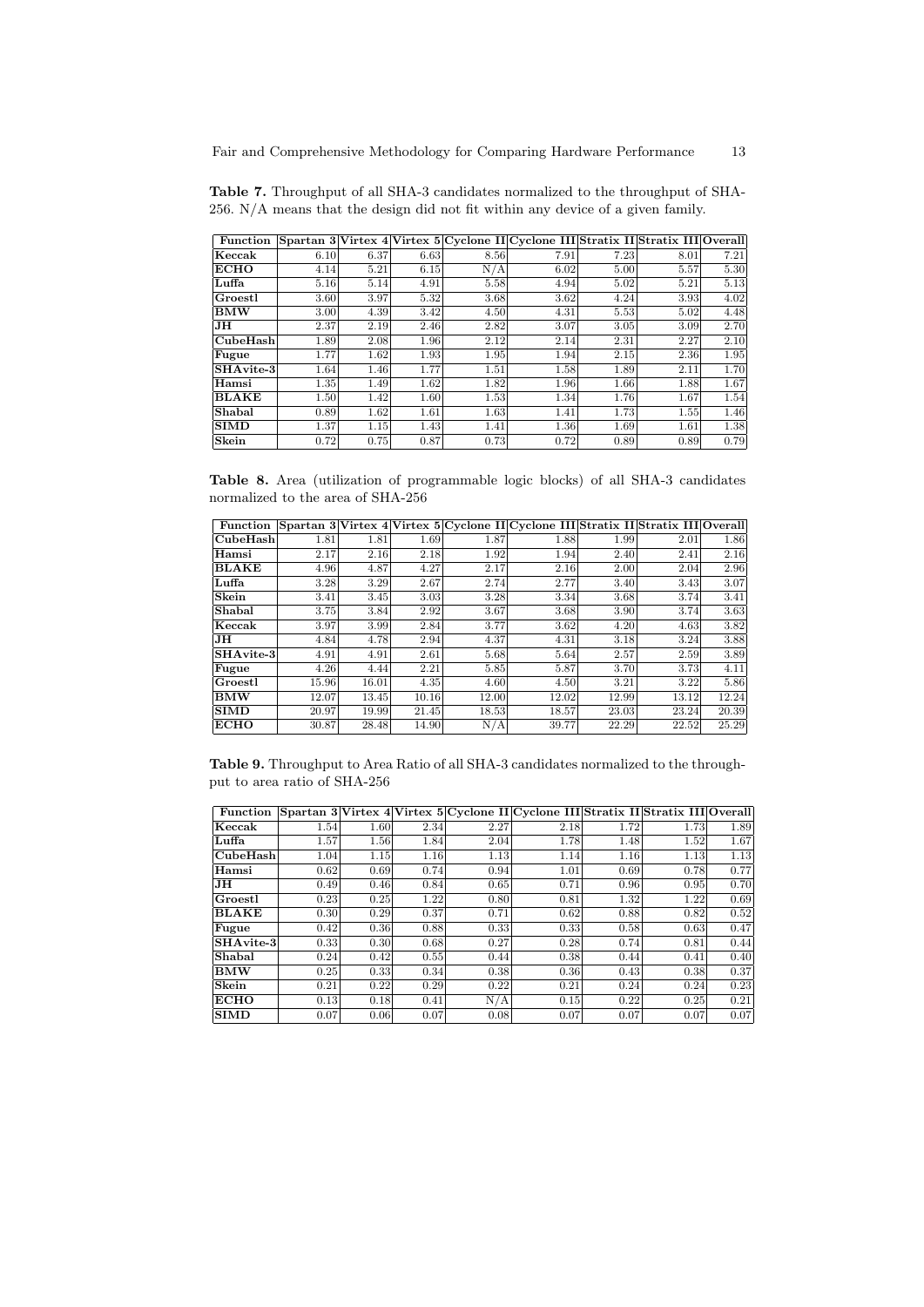**Table 7.** Throughput of all SHA-3 candidates normalized to the throughput of SHA-256. N/A means that the design did not fit within any device of a given family.

| Function | Spartan 3 | Virtex 4 | Virtex 5 | Cyclone II | Cyclone III | Stratix II | Stratix III | Overall |
|---|---|---|---|---|---|---|---|---|
| **Keccak** | 6.10 | 6.37 | 6.63 | 8.56 | 7.91 | 7.23 | 8.01 | 7.21 |
| **ECHO** | 4.14 | 5.21 | 6.15 | N/A | 6.02 | 5.00 | 5.57 | 5.30 |
| **Luffa** | 5.16 | 5.14 | 4.91 | 5.58 | 4.94 | 5.02 | 5.21 | 5.13 |
| **Groestl** | 3.60 | 3.97 | 5.32 | 3.68 | 3.62 | 4.24 | 3.93 | 4.02 |
| **BMW** | 3.00 | 4.39 | 3.42 | 4.50 | 4.31 | 5.53 | 5.02 | 4.48 |
| **JH** | 2.37 | 2.19 | 2.46 | 2.82 | 3.07 | 3.05 | 3.09 | 2.70 |
| **CubeHash** | 1.89 | 2.08 | 1.96 | 2.12 | 2.14 | 2.31 | 2.27 | 2.10 |
| **Fugue** | 1.77 | 1.62 | 1.93 | 1.95 | 1.94 | 2.15 | 2.36 | 1.95 |
| **SHAvite-3** | 1.64 | 1.46 | 1.77 | 1.51 | 1.58 | 1.89 | 2.11 | 1.70 |
| **Hamsi** | 1.35 | 1.49 | 1.62 | 1.82 | 1.96 | 1.66 | 1.88 | 1.67 |
| **BLAKE** | 1.50 | 1.42 | 1.60 | 1.53 | 1.34 | 1.76 | 1.67 | 1.54 |
| **Shabal** | 0.89 | 1.62 | 1.61 | 1.63 | 1.41 | 1.73 | 1.55 | 1.46 |
| **SIMD** | 1.37 | 1.15 | 1.43 | 1.41 | 1.36 | 1.69 | 1.61 | 1.38 |
| **Skein** | 0.72 | 0.75 | 0.87 | 0.73 | 0.72 | 0.89 | 0.89 | 0.79 |

**Table 8.** Area (utilization of programmable logic blocks) of all SHA-3 candidates normalized to the area of SHA-256

| Function | Spartan 3 | Virtex 4 | Virtex 5 | Cyclone II | Cyclone III | Stratix II | Stratix III | Overall |
|---|---|---|---|---|---|---|---|---|
| **CubeHash** | 1.81 | 1.81 | 1.69 | 1.87 | 1.88 | 1.99 | 2.01 | 1.86 |
| **Hamsi** | 2.17 | 2.16 | 2.18 | 1.92 | 1.94 | 2.40 | 2.41 | 2.16 |
| **BLAKE** | 4.96 | 4.87 | 4.27 | 2.17 | 2.16 | 2.00 | 2.04 | 2.96 |
| **Luffa** | 3.28 | 3.29 | 2.67 | 2.74 | 2.77 | 3.40 | 3.43 | 3.07 |
| **Skein** | 3.41 | 3.45 | 3.03 | 3.28 | 3.34 | 3.68 | 3.74 | 3.41 |
| **Shabal** | 3.75 | 3.84 | 2.92 | 3.67 | 3.68 | 3.90 | 3.74 | 3.63 |
| **Keccak** | 3.97 | 3.99 | 2.84 | 3.77 | 3.62 | 4.20 | 4.63 | 3.82 |
| **JH** | 4.84 | 4.78 | 2.94 | 4.37 | 4.31 | 3.18 | 3.24 | 3.88 |
| **SHAvite-3** | 4.91 | 4.91 | 2.61 | 5.68 | 5.64 | 2.57 | 2.59 | 3.89 |
| **Fugue** | 4.26 | 4.44 | 2.21 | 5.85 | 5.87 | 3.70 | 3.73 | 4.11 |
| **Groestl** | 15.96 | 16.01 | 4.35 | 4.60 | 4.50 | 3.21 | 3.22 | 5.86 |
| **BMW** | 12.07 | 13.45 | 10.16 | 12.00 | 12.02 | 12.99 | 13.12 | 12.24 |
| **SIMD** | 20.97 | 19.99 | 21.45 | 18.53 | 18.57 | 23.03 | 23.24 | 20.39 |
| **ECHO** | 30.87 | 28.48 | 14.90 | N/A | 39.77 | 22.29 | 22.52 | 25.29 |

**Table 9.** Throughput to Area Ratio of all SHA-3 candidates normalized to the throughput to area ratio of SHA-256

| Function | Spartan 3 | Virtex 4 | Virtex 5 | Cyclone II | Cyclone III | Stratix II | Stratix III | Overall |
|---|---|---|---|---|---|---|---|---|
| **Keccak** | 1.54 | 1.60 | 2.34 | 2.27 | 2.18 | 1.72 | 1.73 | 1.89 |
| **Luffa** | 1.57 | 1.56 | 1.84 | 2.04 | 1.78 | 1.48 | 1.52 | 1.67 |
| **CubeHash** | 1.04 | 1.15 | 1.16 | 1.13 | 1.14 | 1.16 | 1.13 | 1.13 |
| **Hamsi** | 0.62 | 0.69 | 0.74 | 0.94 | 1.01 | 0.69 | 0.78 | 0.77 |
| **JH** | 0.49 | 0.46 | 0.84 | 0.65 | 0.71 | 0.96 | 0.95 | 0.70 |
| **Groestl** | 0.23 | 0.25 | 1.22 | 0.80 | 0.81 | 1.32 | 1.22 | 0.69 |
| **BLAKE** | 0.30 | 0.29 | 0.37 | 0.71 | 0.62 | 0.88 | 0.82 | 0.52 |
| **Fugue** | 0.42 | 0.36 | 0.88 | 0.33 | 0.33 | 0.58 | 0.63 | 0.47 |
| **SHAvite-3** | 0.33 | 0.30 | 0.68 | 0.27 | 0.28 | 0.74 | 0.81 | 0.44 |
| **Shabal** | 0.24 | 0.42 | 0.55 | 0.44 | 0.38 | 0.44 | 0.41 | 0.40 |
| **BMW** | 0.25 | 0.33 | 0.34 | 0.38 | 0.36 | 0.43 | 0.38 | 0.37 |
| **Skein** | 0.21 | 0.22 | 0.29 | 0.22 | 0.21 | 0.24 | 0.24 | 0.23 |
| **ECHO** | 0.13 | 0.18 | 0.41 | N/A | 0.15 | 0.22 | 0.25 | 0.21 |
| **SIMD** | 0.07 | 0.06 | 0.07 | 0.08 | 0.07 | 0.07 | 0.07 | 0.07 |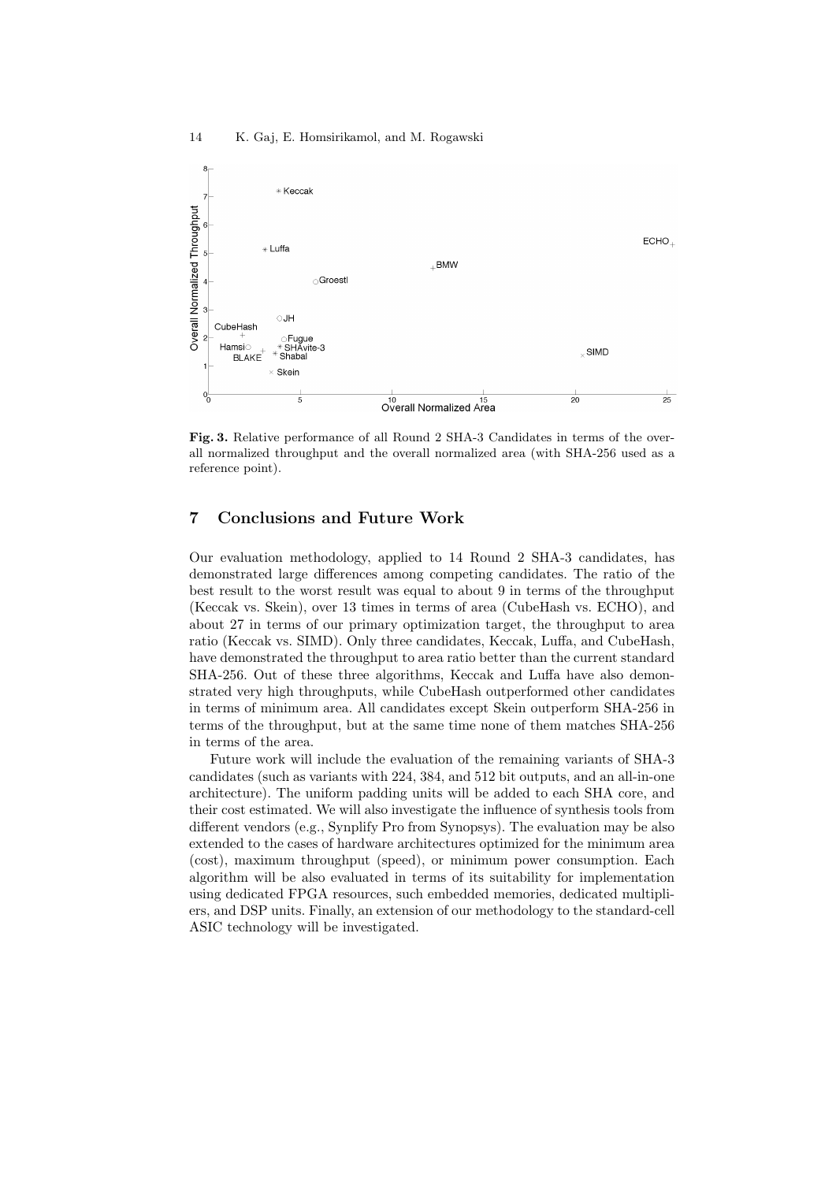**Fig. 3.** Relative performance of all Round 2 SHA-3 Candidates in terms of the overall normalized throughput and the overall normalized area (with SHA-256 used as a reference point).

## 7 Conclusions and Future Work

Our evaluation methodology, applied to 14 Round 2 SHA-3 candidates, has demonstrated large differences among competing candidates. The ratio of the best result to the worst result was equal to about 9 in terms of the throughput (Keccak vs. Skein), over 13 times in terms of area (CubeHash vs. ECHO), and about 27 in terms of our primary optimization target, the throughput to area ratio (Keccak vs. SIMD). Only three candidates, Keccak, Luffa, and CubeHash, have demonstrated the throughput to area ratio better than the current standard SHA-256. Out of these three algorithms, Keccak and Luffa have also demonstrated very high throughputs, while CubeHash outperformed other candidates in terms of minimum area. All candidates except Skein outperform SHA-256 in terms of the throughput, but at the same time none of them matches SHA-256 in terms of the area.

Future work will include the evaluation of the remaining variants of SHA-3 candidates (such as variants with 224, 384, and 512 bit outputs, and an all-in-one architecture). The uniform padding units will be added to each SHA core, and their cost estimated. We will also investigate the influence of synthesis tools from different vendors (e.g., Synplify Pro from Synopsys). The evaluation may be also extended to the cases of hardware architectures optimized for the minimum area (cost), maximum throughput (speed), or minimum power consumption. Each algorithm will be also evaluated in terms of its suitability for implementation using dedicated FPGA resources, such embedded memories, dedicated multipliers, and DSP units. Finally, an extension of our methodology to the standard-cell ASIC technology will be investigated.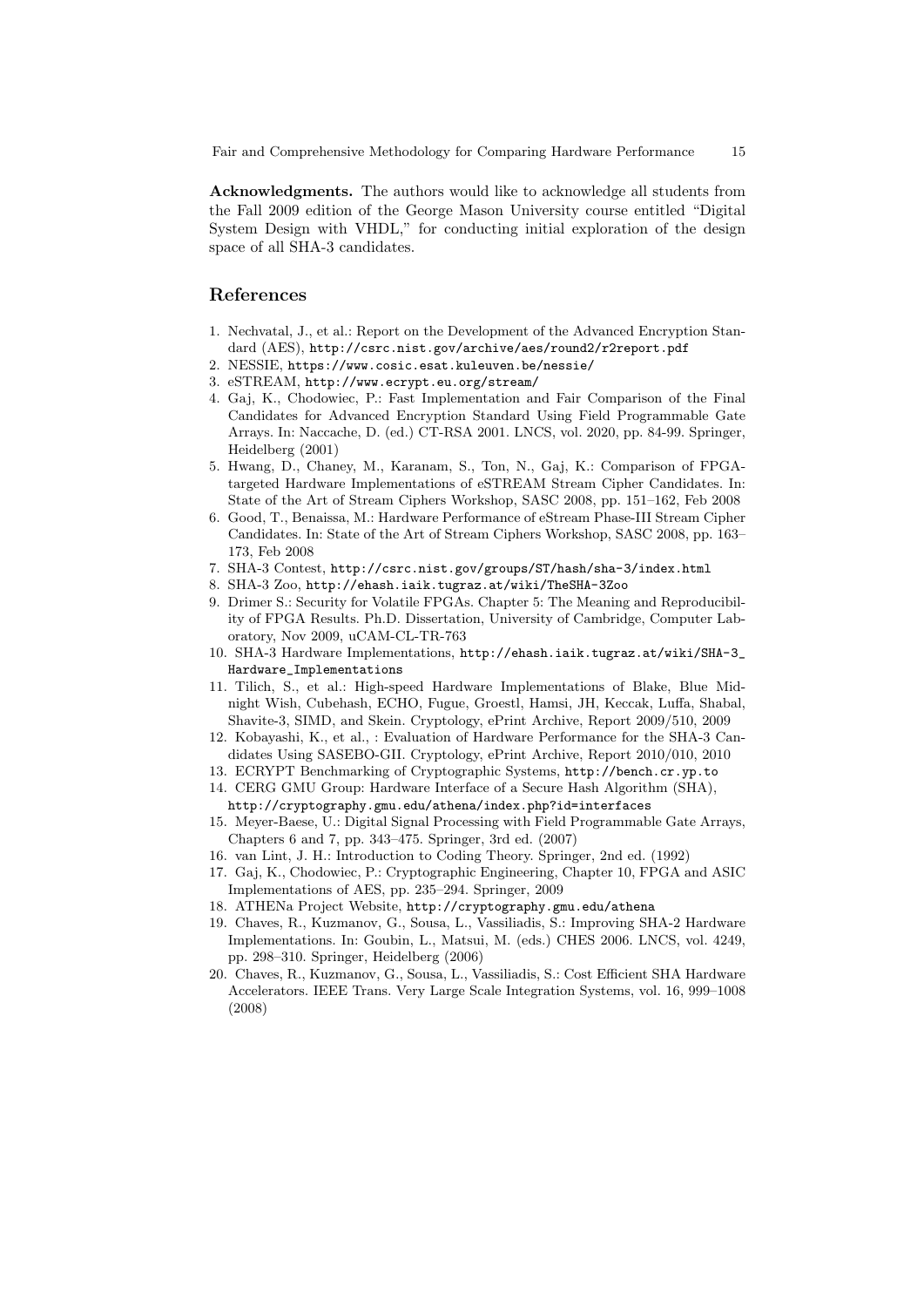**Acknowledgments.** The authors would like to acknowledge all students from the Fall 2009 edition of the George Mason University course entitled "Digital System Design with VHDL," for conducting initial exploration of the design space of all SHA-3 candidates.

## References

1. Nechvatal, J., et al.: Report on the Development of the Advanced Encryption Standard (AES), http://csrc.nist.gov/archive/aes/round2/r2report.pdf
2. NESSIE, https://www.cosic.esat.kuleuven.be/nessie/
3. eSTREAM, http://www.ecrypt.eu.org/stream/
4. Gaj, K., Chodowiec, P.: Fast Implementation and Fair Comparison of the Final Candidates for Advanced Encryption Standard Using Field Programmable Gate Arrays. In: Naccache, D. (ed.) CT-RSA 2001. LNCS, vol. 2020, pp. 84-99. Springer, Heidelberg (2001)
5. Hwang, D., Chaney, M., Karanam, S., Ton, N., Gaj, K.: Comparison of FPGA-targeted Hardware Implementations of eSTREAM Stream Cipher Candidates. In: State of the Art of Stream Ciphers Workshop, SASC 2008, pp. 151–162, Feb 2008
6. Good, T., Benaissa, M.: Hardware Performance of eStream Phase-III Stream Cipher Candidates. In: State of the Art of Stream Ciphers Workshop, SASC 2008, pp. 163–173, Feb 2008
7. SHA-3 Contest, http://csrc.nist.gov/groups/ST/hash/sha-3/index.html
8. SHA-3 Zoo, http://ehash.iaik.tugraz.at/wiki/TheSHA-3Zoo
9. Drimer S.: Security for Volatile FPGAs. Chapter 5: The Meaning and Reproducibility of FPGA Results. Ph.D. Dissertation, University of Cambridge, Computer Laboratory, Nov 2009, uCAM-CL-TR-763
10. SHA-3 Hardware Implementations, http://ehash.iaik.tugraz.at/wiki/SHA-3_Hardware_Implementations
11. Tilich, S., et al.: High-speed Hardware Implementations of Blake, Blue Midnight Wish, Cubehash, ECHO, Fugue, Groestl, Hamsi, JH, Keccak, Luffa, Shabal, Shavite-3, SIMD, and Skein. Cryptology, ePrint Archive, Report 2009/510, 2009
12. Kobayashi, K., et al., : Evaluation of Hardware Performance for the SHA-3 Candidates Using SASEBO-GII. Cryptology, ePrint Archive, Report 2010/010, 2010
13. ECRYPT Benchmarking of Cryptographic Systems, http://bench.cr.yp.to
14. CERG GMU Group: Hardware Interface of a Secure Hash Algorithm (SHA), http://cryptography.gmu.edu/athena/index.php?id=interfaces
15. Meyer-Baese, U.: Digital Signal Processing with Field Programmable Gate Arrays, Chapters 6 and 7, pp. 343–475. Springer, 3rd ed. (2007)
16. van Lint, J. H.: Introduction to Coding Theory. Springer, 2nd ed. (1992)
17. Gaj, K., Chodowiec, P.: Cryptographic Engineering, Chapter 10, FPGA and ASIC Implementations of AES, pp. 235–294. Springer, 2009
18. ATHENa Project Website, http://cryptography.gmu.edu/athena
19. Chaves, R., Kuzmanov, G., Sousa, L., Vassiliadis, S.: Improving SHA-2 Hardware Implementations. In: Goubin, L., Matsui, M. (eds.) CHES 2006. LNCS, vol. 4249, pp. 298–310. Springer, Heidelberg (2006)
20. Chaves, R., Kuzmanov, G., Sousa, L., Vassiliadis, S.: Cost Efficient SHA Hardware Accelerators. IEEE Trans. Very Large Scale Integration Systems, vol. 16, 999–1008 (2008)